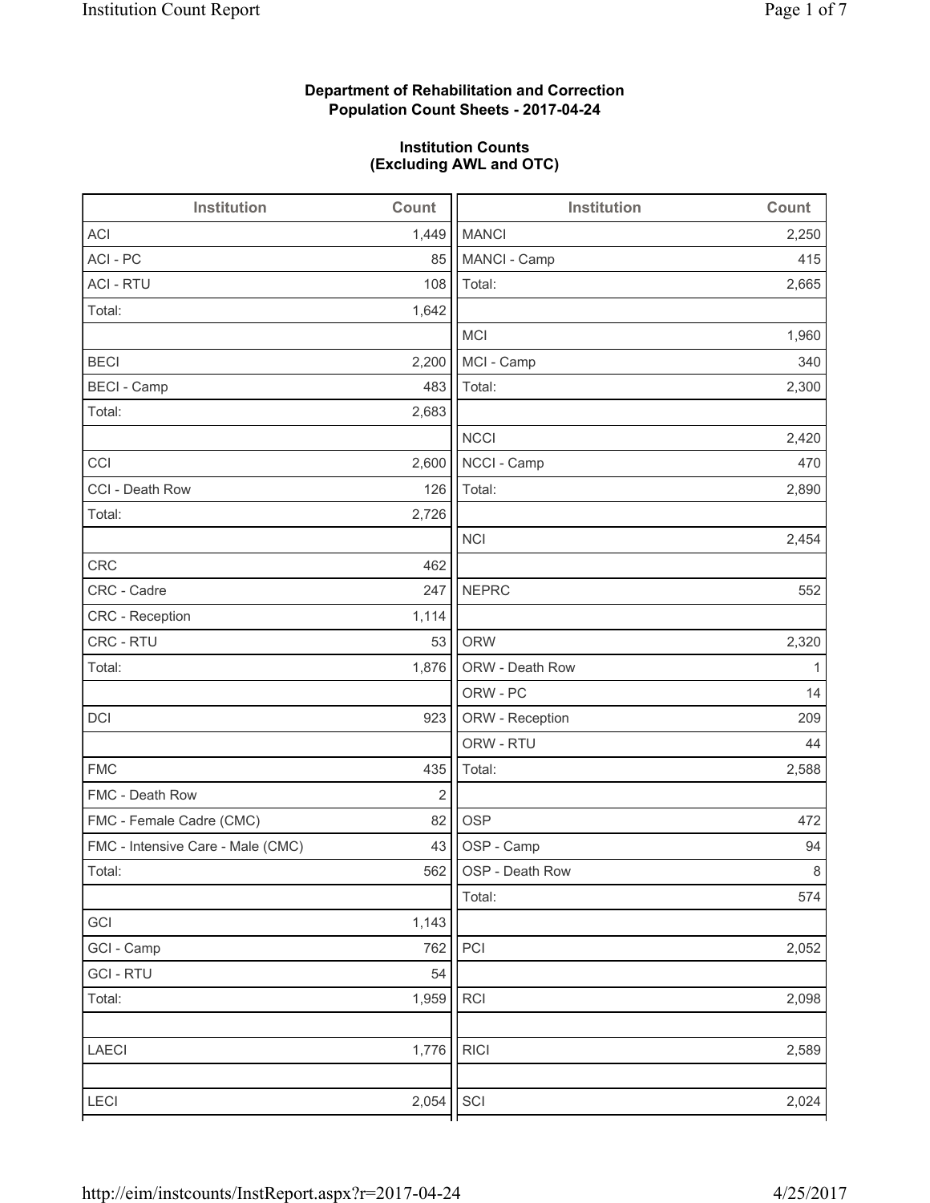**Department of Rehabilitation and Correction**
**Population Count Sheets - 2017-04-24**

**Institution Counts**
**(Excluding AWL and OTC)**

| Institution | Count |
|---|---|
| ACI | 1,449 |
| ACI - PC | 85 |
| ACI - RTU | 108 |
| Total: | 1,642 |
| | |
| BECI | 2,200 |
| BECI - Camp | 483 |
| Total: | 2,683 |
| | |
| CCI | 2,600 |
| CCI - Death Row | 126 |
| Total: | 2,726 |
| | |
| CRC | 462 |
| CRC - Cadre | 247 |
| CRC - Reception | 1,114 |
| CRC - RTU | 53 |
| Total: | 1,876 |
| | |
| DCI | 923 |
| | |
| FMC | 435 |
| FMC - Death Row | 2 |
| FMC - Female Cadre (CMC) | 82 |
| FMC - Intensive Care - Male (CMC) | 43 |
| Total: | 562 |
| | |
| GCI | 1,143 |
| GCI - Camp | 762 |
| GCI - RTU | 54 |
| Total: | 1,959 |
| | |
| LAECI | 1,776 |
| | |
| LECI | 2,054 |

| Institution | Count |
|---|---|
| MANCI | 2,250 |
| MANCI - Camp | 415 |
| Total: | 2,665 |
| | |
| MCI | 1,960 |
| MCI - Camp | 340 |
| Total: | 2,300 |
| | |
| NCCI | 2,420 |
| NCCI - Camp | 470 |
| Total: | 2,890 |
| | |
| NCI | 2,454 |
| | |
| NEPRC | 552 |
| | |
| ORW | 2,320 |
| ORW - Death Row | 1 |
| ORW - PC | 14 |
| ORW - Reception | 209 |
| ORW - RTU | 44 |
| Total: | 2,588 |
| | |
| OSP | 472 |
| OSP - Camp | 94 |
| OSP - Death Row | 8 |
| Total: | 574 |
| | |
| PCI | 2,052 |
| | |
| RCI | 2,098 |
| | |
| RICI | 2,589 |
| | |
| SCI | 2,024 |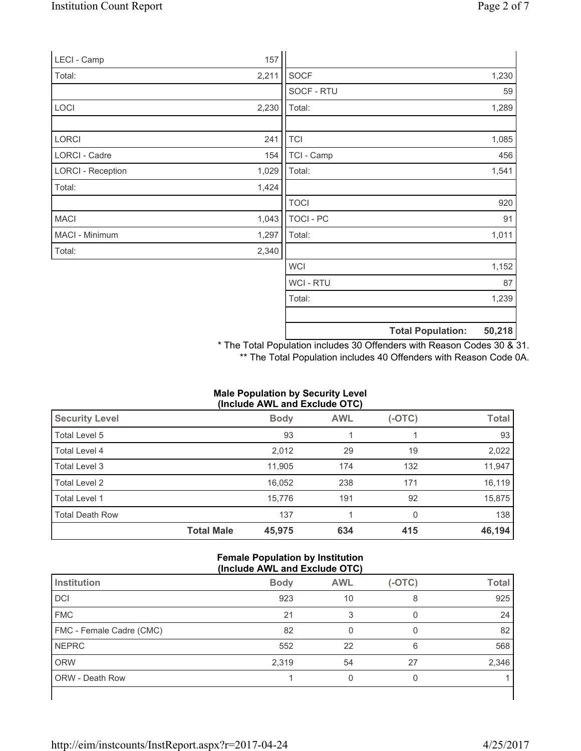| | |
|---|---|
| LECI - Camp | 157 |
| Total: | 2,211 |
| | |
| LOCI | 2,230 |
| | |
| LORCI | 241 |
| LORCI - Cadre | 154 |
| LORCI - Reception | 1,029 |
| Total: | 1,424 |
| | |
| MACI | 1,043 |
| MACI - Minimum | 1,297 |
| Total: | 2,340 |

| | |
|---|---|
| SOCF | 1,230 |
| SOCF - RTU | 59 |
| Total: | 1,289 |
| | |
| TCI | 1,085 |
| TCI - Camp | 456 |
| Total: | 1,541 |
| | |
| TOCI | 920 |
| TOCI - PC | 91 |
| Total: | 1,011 |
| | |
| WCI | 1,152 |
| WCI - RTU | 87 |
| Total: | 1,239 |
| | |
| **Total Population:** | **50,218** |

* The Total Population includes 30 Offenders with Reason Codes 30 & 31.

** The Total Population includes 40 Offenders with Reason Code 0A.

**Male Population by Security Level (Include AWL and Exclude OTC)**

| Security Level | | Body | AWL | (-OTC) | Total |
|---|---|---|---|---|---|
| Total Level 5 | | 93 | 1 | 1 | 93 |
| Total Level 4 | | 2,012 | 29 | 19 | 2,022 |
| Total Level 3 | | 11,905 | 174 | 132 | 11,947 |
| Total Level 2 | | 16,052 | 238 | 171 | 16,119 |
| Total Level 1 | | 15,776 | 191 | 92 | 15,875 |
| Total Death Row | | 137 | 1 | 0 | 138 |
| | **Total Male** | **45,975** | **634** | **415** | **46,194** |

**Female Population by Institution (Include AWL and Exclude OTC)**

| Institution | Body | AWL | (-OTC) | Total |
|---|---|---|---|---|
| DCI | 923 | 10 | 8 | 925 |
| FMC | 21 | 3 | 0 | 24 |
| FMC - Female Cadre (CMC) | 82 | 0 | 0 | 82 |
| NEPRC | 552 | 22 | 6 | 568 |
| ORW | 2,319 | 54 | 27 | 2,346 |
| ORW - Death Row | 1 | 0 | 0 | 1 |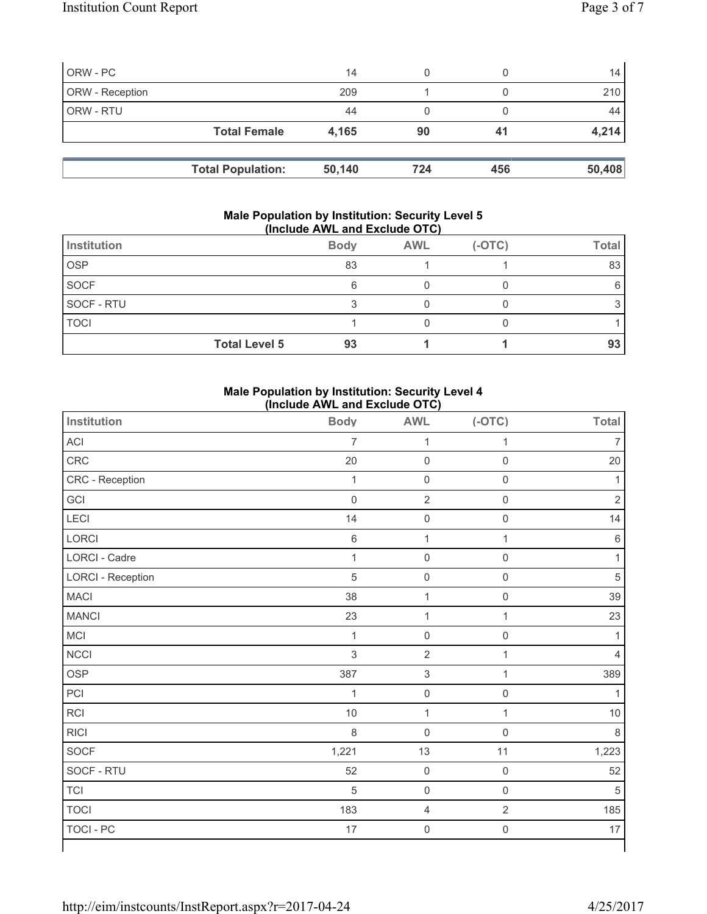| | | | | |
|---|---|---|---|---|
| ORW - PC | 14 | 0 | 0 | 14 |
| ORW - Reception | 209 | 1 | 0 | 210 |
| ORW - RTU | 44 | 0 | 0 | 44 |
| **Total Female** | **4,165** | **90** | **41** | **4,214** |

| | | | | |
|---|---|---|---|---|
| **Total Population:** | **50,140** | **724** | **456** | **50,408** |

### Male Population by Institution: Security Level 5 (Include AWL and Exclude OTC)

| Institution | Body | AWL | (-OTC) | Total |
|---|---|---|---|---|
| OSP | 83 | 1 | 1 | 83 |
| SOCF | 6 | 0 | 0 | 6 |
| SOCF - RTU | 3 | 0 | 0 | 3 |
| TOCI | 1 | 0 | 0 | 1 |
| **Total Level 5** | **93** | **1** | **1** | **93** |

### Male Population by Institution: Security Level 4 (Include AWL and Exclude OTC)

| Institution | Body | AWL | (-OTC) | Total |
|---|---|---|---|---|
| ACI | 7 | 1 | 1 | 7 |
| CRC | 20 | 0 | 0 | 20 |
| CRC - Reception | 1 | 0 | 0 | 1 |
| GCI | 0 | 2 | 0 | 2 |
| LECI | 14 | 0 | 0 | 14 |
| LORCI | 6 | 1 | 1 | 6 |
| LORCI - Cadre | 1 | 0 | 0 | 1 |
| LORCI - Reception | 5 | 0 | 0 | 5 |
| MACI | 38 | 1 | 0 | 39 |
| MANCI | 23 | 1 | 1 | 23 |
| MCI | 1 | 0 | 0 | 1 |
| NCCI | 3 | 2 | 1 | 4 |
| OSP | 387 | 3 | 1 | 389 |
| PCI | 1 | 0 | 0 | 1 |
| RCI | 10 | 1 | 1 | 10 |
| RICI | 8 | 0 | 0 | 8 |
| SOCF | 1,221 | 13 | 11 | 1,223 |
| SOCF - RTU | 52 | 0 | 0 | 52 |
| TCI | 5 | 0 | 0 | 5 |
| TOCI | 183 | 4 | 2 | 185 |
| TOCI - PC | 17 | 0 | 0 | 17 |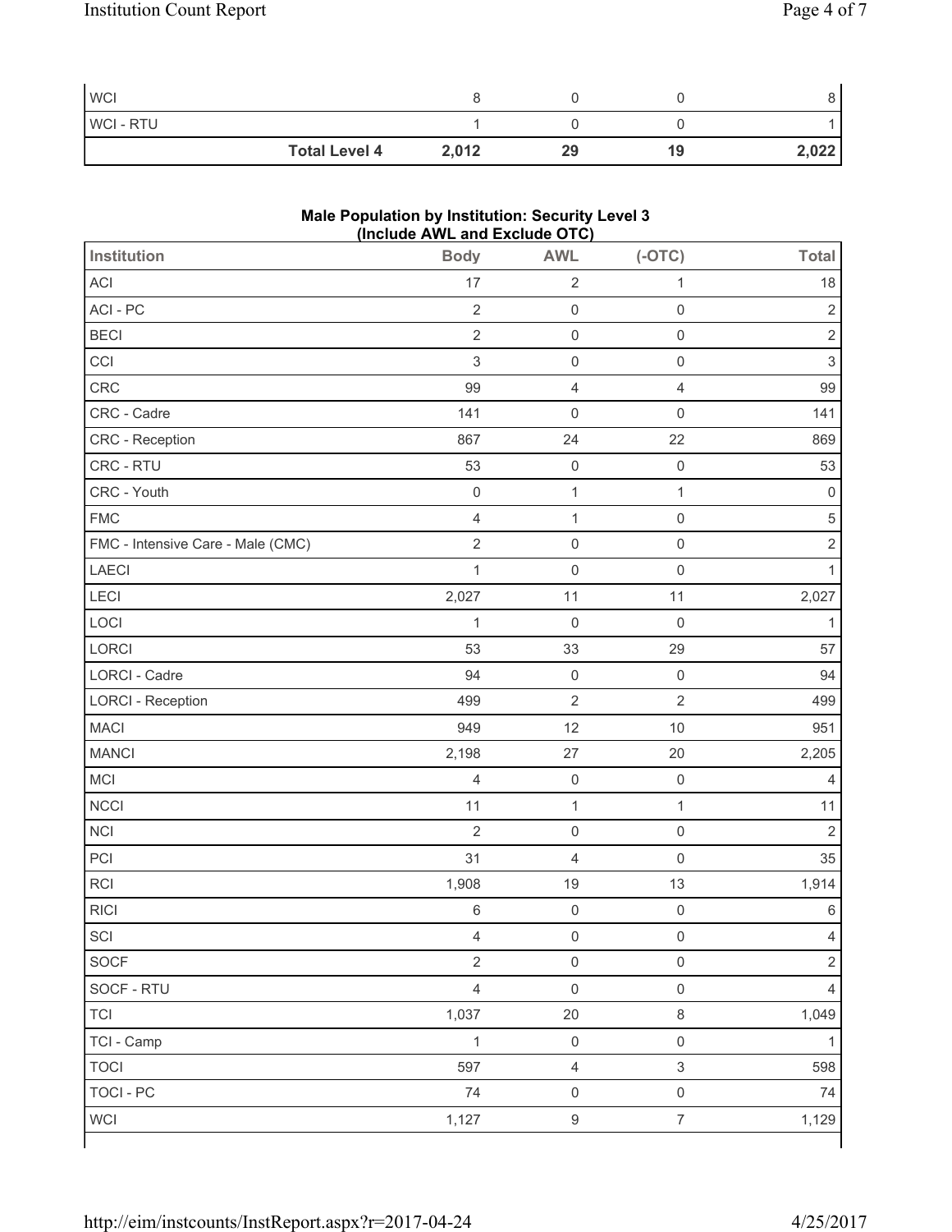| WCI | 8 | 0 | 0 | 8 |
|---|---|---|---|---|
| WCI - RTU | 1 | 0 | 0 | 1 |
| **Total Level 4** | **2,012** | **29** | **19** | **2,022** |

**Male Population by Institution: Security Level 3 (Include AWL and Exclude OTC)**

| Institution | Body | AWL | (-OTC) | Total |
|---|---|---|---|---|
| ACI | 17 | 2 | 1 | 18 |
| ACI - PC | 2 | 0 | 0 | 2 |
| BECI | 2 | 0 | 0 | 2 |
| CCI | 3 | 0 | 0 | 3 |
| CRC | 99 | 4 | 4 | 99 |
| CRC - Cadre | 141 | 0 | 0 | 141 |
| CRC - Reception | 867 | 24 | 22 | 869 |
| CRC - RTU | 53 | 0 | 0 | 53 |
| CRC - Youth | 0 | 1 | 1 | 0 |
| FMC | 4 | 1 | 0 | 5 |
| FMC - Intensive Care - Male (CMC) | 2 | 0 | 0 | 2 |
| LAECI | 1 | 0 | 0 | 1 |
| LECI | 2,027 | 11 | 11 | 2,027 |
| LOCI | 1 | 0 | 0 | 1 |
| LORCI | 53 | 33 | 29 | 57 |
| LORCI - Cadre | 94 | 0 | 0 | 94 |
| LORCI - Reception | 499 | 2 | 2 | 499 |
| MACI | 949 | 12 | 10 | 951 |
| MANCI | 2,198 | 27 | 20 | 2,205 |
| MCI | 4 | 0 | 0 | 4 |
| NCCI | 11 | 1 | 1 | 11 |
| NCI | 2 | 0 | 0 | 2 |
| PCI | 31 | 4 | 0 | 35 |
| RCI | 1,908 | 19 | 13 | 1,914 |
| RICI | 6 | 0 | 0 | 6 |
| SCI | 4 | 0 | 0 | 4 |
| SOCF | 2 | 0 | 0 | 2 |
| SOCF - RTU | 4 | 0 | 0 | 4 |
| TCI | 1,037 | 20 | 8 | 1,049 |
| TCI - Camp | 1 | 0 | 0 | 1 |
| TOCI | 597 | 4 | 3 | 598 |
| TOCI - PC | 74 | 0 | 0 | 74 |
| WCI | 1,127 | 9 | 7 | 1,129 |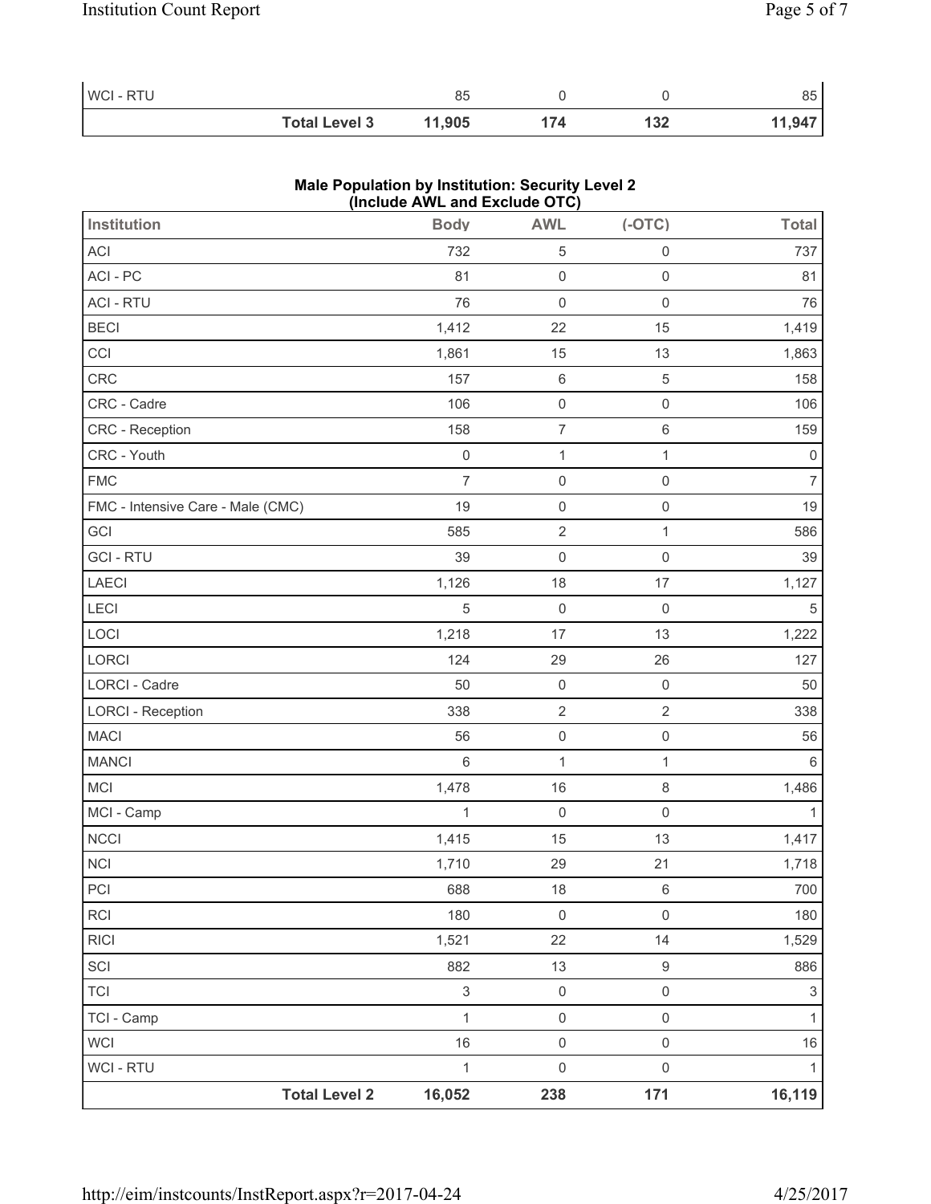| | | | | |
|---|---|---|---|---|
| WCI - RTU | 85 | 0 | 0 | 85 |
| **Total Level 3** | **11,905** | **174** | **132** | **11,947** |

**Male Population by Institution: Security Level 2 (Include AWL and Exclude OTC)**

| Institution | Body | AWL | (-OTC) | Total |
|---|---|---|---|---|
| ACI | 732 | 5 | 0 | 737 |
| ACI - PC | 81 | 0 | 0 | 81 |
| ACI - RTU | 76 | 0 | 0 | 76 |
| BECI | 1,412 | 22 | 15 | 1,419 |
| CCI | 1,861 | 15 | 13 | 1,863 |
| CRC | 157 | 6 | 5 | 158 |
| CRC - Cadre | 106 | 0 | 0 | 106 |
| CRC - Reception | 158 | 7 | 6 | 159 |
| CRC - Youth | 0 | 1 | 1 | 0 |
| FMC | 7 | 0 | 0 | 7 |
| FMC - Intensive Care - Male (CMC) | 19 | 0 | 0 | 19 |
| GCI | 585 | 2 | 1 | 586 |
| GCI - RTU | 39 | 0 | 0 | 39 |
| LAECI | 1,126 | 18 | 17 | 1,127 |
| LECI | 5 | 0 | 0 | 5 |
| LOCI | 1,218 | 17 | 13 | 1,222 |
| LORCI | 124 | 29 | 26 | 127 |
| LORCI - Cadre | 50 | 0 | 0 | 50 |
| LORCI - Reception | 338 | 2 | 2 | 338 |
| MACI | 56 | 0 | 0 | 56 |
| MANCI | 6 | 1 | 1 | 6 |
| MCI | 1,478 | 16 | 8 | 1,486 |
| MCI - Camp | 1 | 0 | 0 | 1 |
| NCCI | 1,415 | 15 | 13 | 1,417 |
| NCI | 1,710 | 29 | 21 | 1,718 |
| PCI | 688 | 18 | 6 | 700 |
| RCI | 180 | 0 | 0 | 180 |
| RICI | 1,521 | 22 | 14 | 1,529 |
| SCI | 882 | 13 | 9 | 886 |
| TCI | 3 | 0 | 0 | 3 |
| TCI - Camp | 1 | 0 | 0 | 1 |
| WCI | 16 | 0 | 0 | 16 |
| WCI - RTU | 1 | 0 | 0 | 1 |
| **Total Level 2** | **16,052** | **238** | **171** | **16,119** |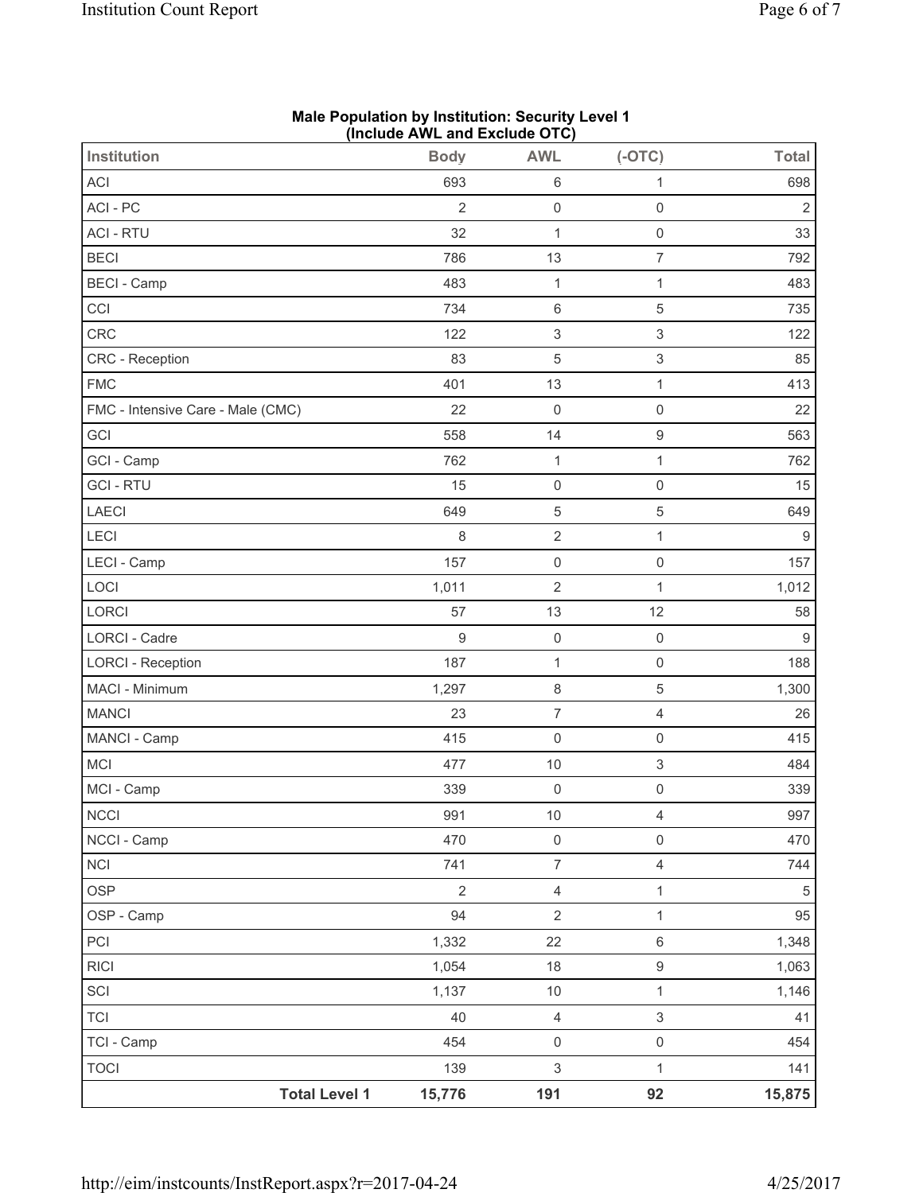**Male Population by Institution: Security Level 1 (Include AWL and Exclude OTC)**

| Institution | Body | AWL | (-OTC) | Total |
|---|---|---|---|---|
| ACI | 693 | 6 | 1 | 698 |
| ACI - PC | 2 | 0 | 0 | 2 |
| ACI - RTU | 32 | 1 | 0 | 33 |
| BECI | 786 | 13 | 7 | 792 |
| BECI - Camp | 483 | 1 | 1 | 483 |
| CCI | 734 | 6 | 5 | 735 |
| CRC | 122 | 3 | 3 | 122 |
| CRC - Reception | 83 | 5 | 3 | 85 |
| FMC | 401 | 13 | 1 | 413 |
| FMC - Intensive Care - Male (CMC) | 22 | 0 | 0 | 22 |
| GCI | 558 | 14 | 9 | 563 |
| GCI - Camp | 762 | 1 | 1 | 762 |
| GCI - RTU | 15 | 0 | 0 | 15 |
| LAECI | 649 | 5 | 5 | 649 |
| LECI | 8 | 2 | 1 | 9 |
| LECI - Camp | 157 | 0 | 0 | 157 |
| LOCI | 1,011 | 2 | 1 | 1,012 |
| LORCI | 57 | 13 | 12 | 58 |
| LORCI - Cadre | 9 | 0 | 0 | 9 |
| LORCI - Reception | 187 | 1 | 0 | 188 |
| MACI - Minimum | 1,297 | 8 | 5 | 1,300 |
| MANCI | 23 | 7 | 4 | 26 |
| MANCI - Camp | 415 | 0 | 0 | 415 |
| MCI | 477 | 10 | 3 | 484 |
| MCI - Camp | 339 | 0 | 0 | 339 |
| NCCI | 991 | 10 | 4 | 997 |
| NCCI - Camp | 470 | 0 | 0 | 470 |
| NCI | 741 | 7 | 4 | 744 |
| OSP | 2 | 4 | 1 | 5 |
| OSP - Camp | 94 | 2 | 1 | 95 |
| PCI | 1,332 | 22 | 6 | 1,348 |
| RICI | 1,054 | 18 | 9 | 1,063 |
| SCI | 1,137 | 10 | 1 | 1,146 |
| TCI | 40 | 4 | 3 | 41 |
| TCI - Camp | 454 | 0 | 0 | 454 |
| TOCI | 139 | 3 | 1 | 141 |
| **Total Level 1** | **15,776** | **191** | **92** | **15,875** |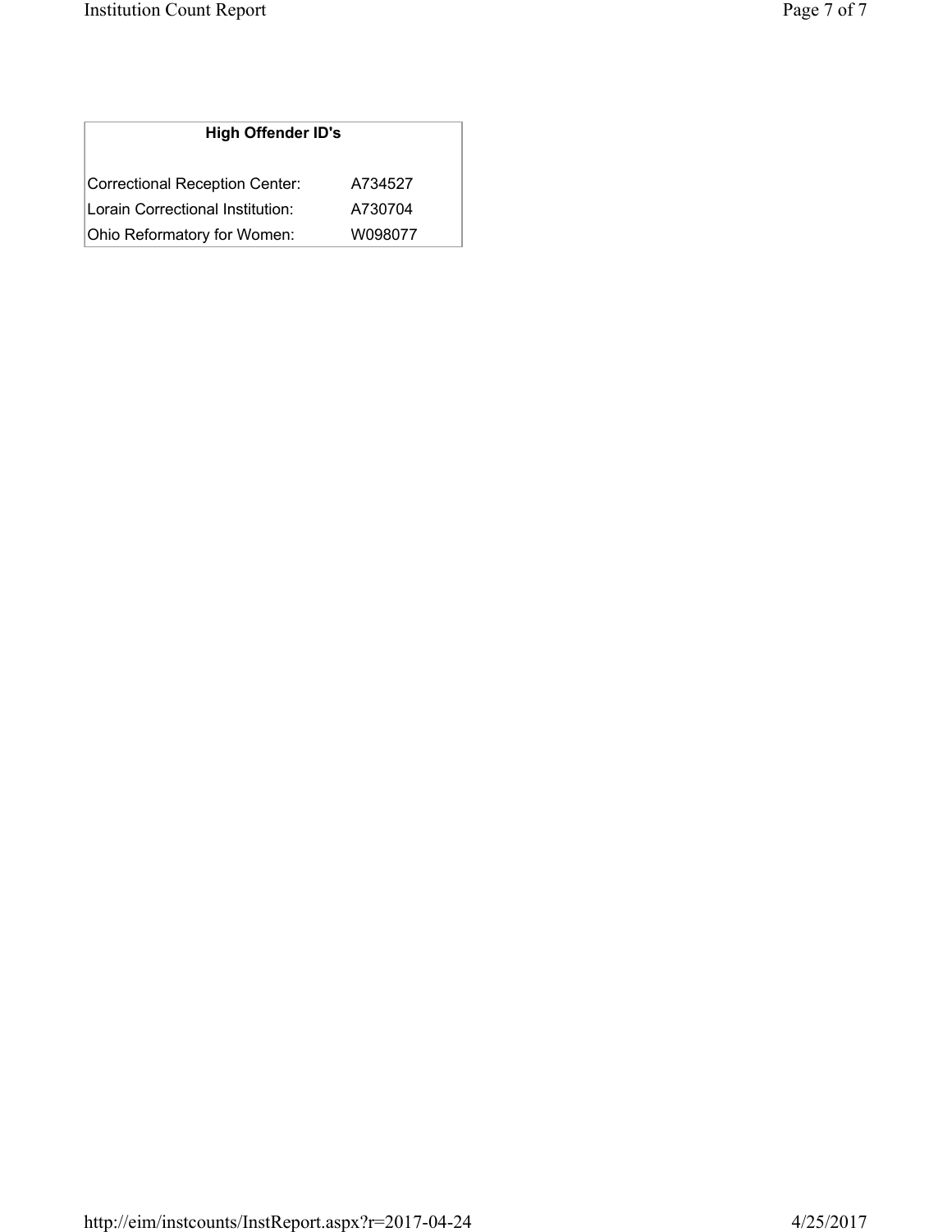| High Offender ID's | |
|---|---|
| Correctional Reception Center: | A734527 |
| Lorain Correctional Institution: | A730704 |
| Ohio Reformatory for Women: | W098077 |